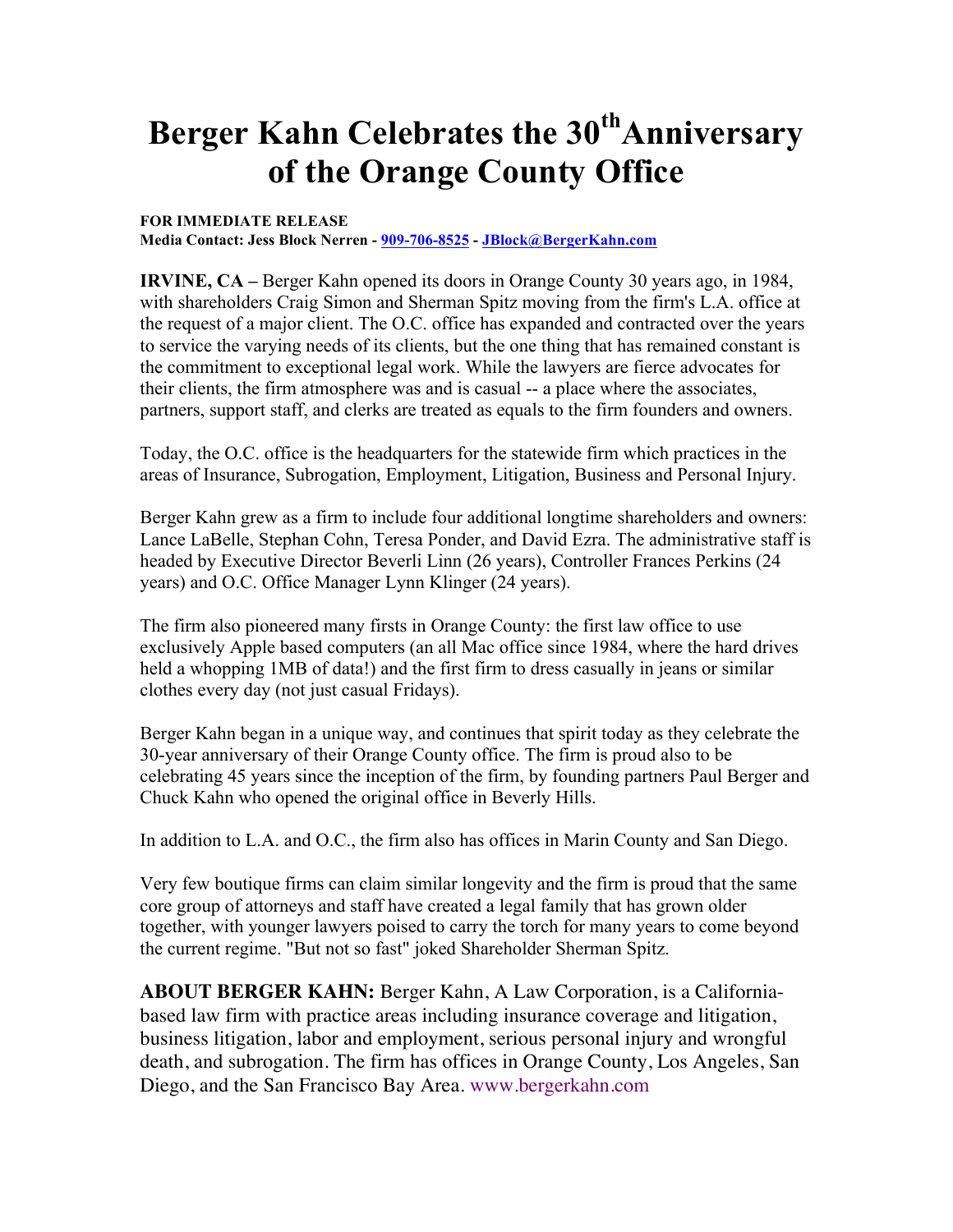# Berger Kahn Celebrates the 30th Anniversary of the Orange County Office

**FOR IMMEDIATE RELEASE**
**Media Contact: Jess Block Nerren - 909-706-8525 - JBlock@BergerKahn.com**

**IRVINE, CA –** Berger Kahn opened its doors in Orange County 30 years ago, in 1984, with shareholders Craig Simon and Sherman Spitz moving from the firm's L.A. office at the request of a major client. The O.C. office has expanded and contracted over the years to service the varying needs of its clients, but the one thing that has remained constant is the commitment to exceptional legal work. While the lawyers are fierce advocates for their clients, the firm atmosphere was and is casual -- a place where the associates, partners, support staff, and clerks are treated as equals to the firm founders and owners.

Today, the O.C. office is the headquarters for the statewide firm which practices in the areas of Insurance, Subrogation, Employment, Litigation, Business and Personal Injury.

Berger Kahn grew as a firm to include four additional longtime shareholders and owners: Lance LaBelle, Stephan Cohn, Teresa Ponder, and David Ezra. The administrative staff is headed by Executive Director Beverli Linn (26 years), Controller Frances Perkins (24 years) and O.C. Office Manager Lynn Klinger (24 years).

The firm also pioneered many firsts in Orange County: the first law office to use exclusively Apple based computers (an all Mac office since 1984, where the hard drives held a whopping 1MB of data!) and the first firm to dress casually in jeans or similar clothes every day (not just casual Fridays).

Berger Kahn began in a unique way, and continues that spirit today as they celebrate the 30-year anniversary of their Orange County office. The firm is proud also to be celebrating 45 years since the inception of the firm, by founding partners Paul Berger and Chuck Kahn who opened the original office in Beverly Hills.

In addition to L.A. and O.C., the firm also has offices in Marin County and San Diego.

Very few boutique firms can claim similar longevity and the firm is proud that the same core group of attorneys and staff have created a legal family that has grown older together, with younger lawyers poised to carry the torch for many years to come beyond the current regime. "But not so fast" joked Shareholder Sherman Spitz.

**ABOUT BERGER KAHN:** Berger Kahn, A Law Corporation, is a California-based law firm with practice areas including insurance coverage and litigation, business litigation, labor and employment, serious personal injury and wrongful death, and subrogation. The firm has offices in Orange County, Los Angeles, San Diego, and the San Francisco Bay Area. www.bergerkahn.com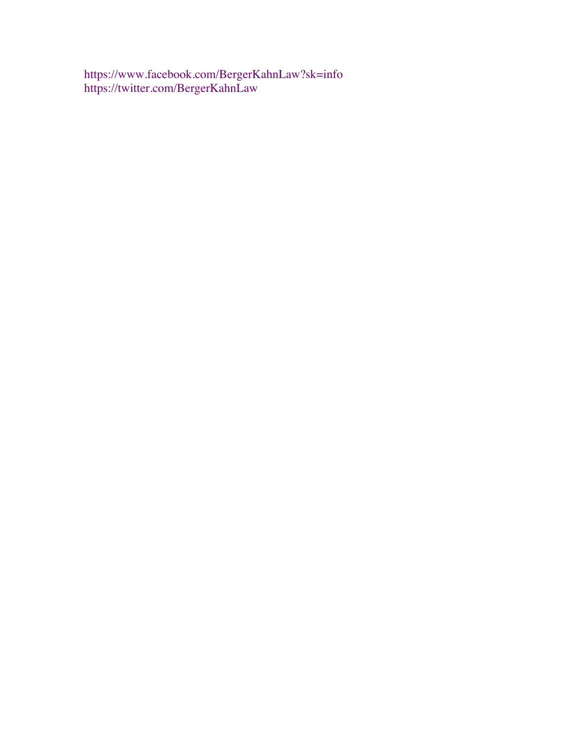https://www.facebook.com/BergerKahnLaw?sk=info
https://twitter.com/BergerKahnLaw